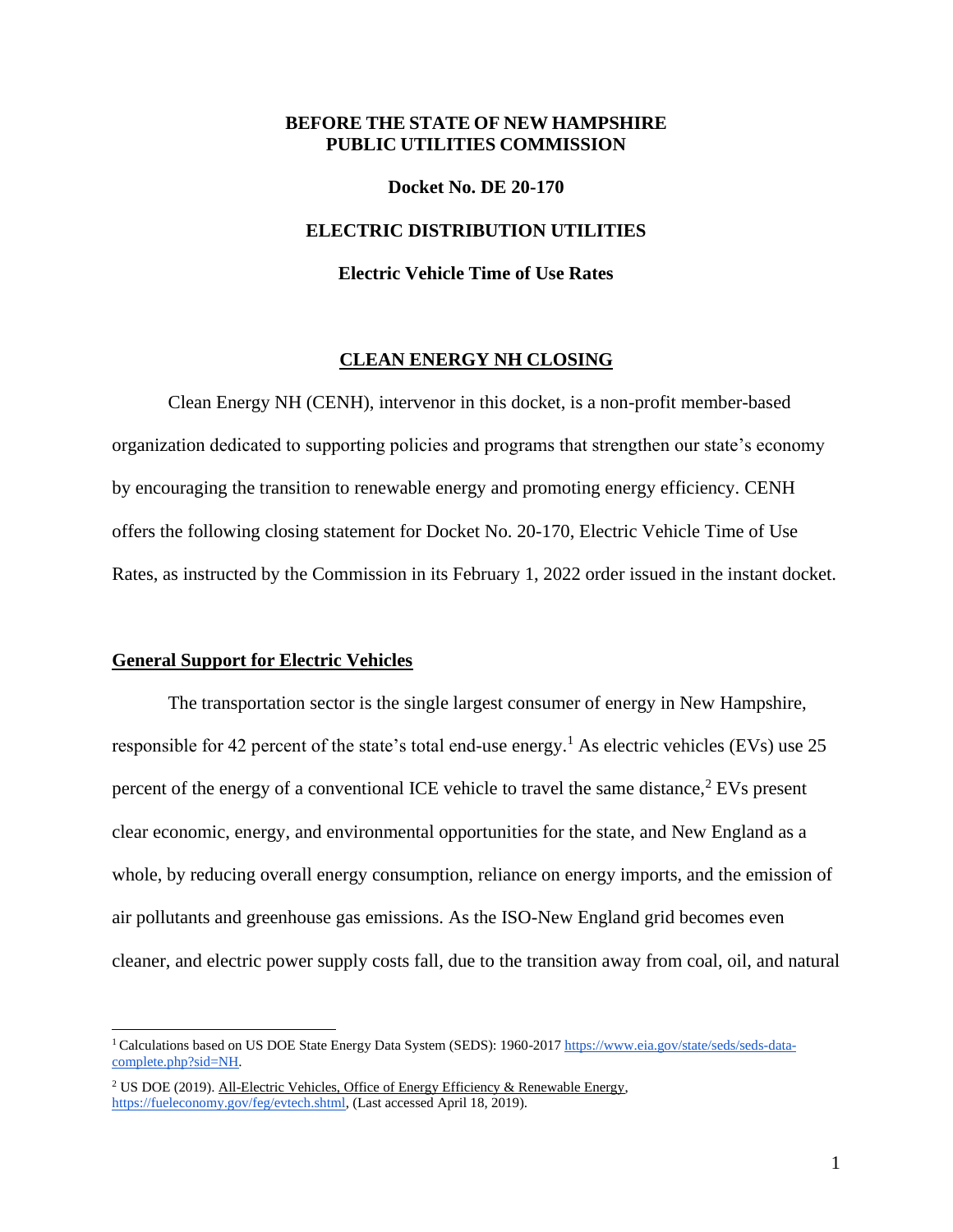**BEFORE THE STATE OF NEW HAMPSHIRE**
**PUBLIC UTILITIES COMMISSION**

**Docket No. DE 20-170**

**ELECTRIC DISTRIBUTION UTILITIES**

**Electric Vehicle Time of Use Rates**

## CLEAN ENERGY NH CLOSING

Clean Energy NH (CENH), intervenor in this docket, is a non-profit member-based organization dedicated to supporting policies and programs that strengthen our state's economy by encouraging the transition to renewable energy and promoting energy efficiency. CENH offers the following closing statement for Docket No. 20-170, Electric Vehicle Time of Use Rates, as instructed by the Commission in its February 1, 2022 order issued in the instant docket.

### General Support for Electric Vehicles

The transportation sector is the single largest consumer of energy in New Hampshire, responsible for 42 percent of the state's total end-use energy.[1] As electric vehicles (EVs) use 25 percent of the energy of a conventional ICE vehicle to travel the same distance,[2] EVs present clear economic, energy, and environmental opportunities for the state, and New England as a whole, by reducing overall energy consumption, reliance on energy imports, and the emission of air pollutants and greenhouse gas emissions. As the ISO-New England grid becomes even cleaner, and electric power supply costs fall, due to the transition away from coal, oil, and natural

---

[1] Calculations based on US DOE State Energy Data System (SEDS): 1960-2017 https://www.eia.gov/state/seds/seds-data-complete.php?sid=NH.

[2] US DOE (2019). All-Electric Vehicles, Office of Energy Efficiency & Renewable Energy, https://fueleconomy.gov/feg/evtech.shtml, (Last accessed April 18, 2019).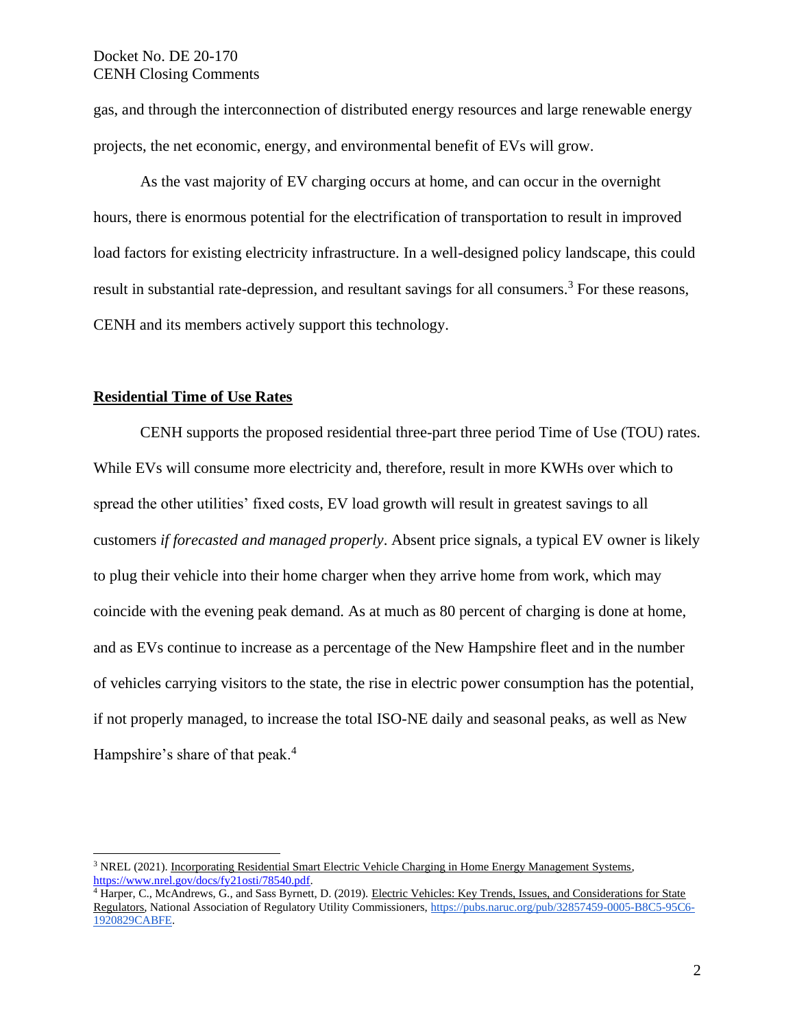gas, and through the interconnection of distributed energy resources and large renewable energy projects, the net economic, energy, and environmental benefit of EVs will grow.

As the vast majority of EV charging occurs at home, and can occur in the overnight hours, there is enormous potential for the electrification of transportation to result in improved load factors for existing electricity infrastructure. In a well-designed policy landscape, this could result in substantial rate-depression, and resultant savings for all consumers.[3] For these reasons, CENH and its members actively support this technology.

## Residential Time of Use Rates

CENH supports the proposed residential three-part three period Time of Use (TOU) rates. While EVs will consume more electricity and, therefore, result in more KWHs over which to spread the other utilities' fixed costs, EV load growth will result in greatest savings to all customers *if forecasted and managed properly*. Absent price signals, a typical EV owner is likely to plug their vehicle into their home charger when they arrive home from work, which may coincide with the evening peak demand. As at much as 80 percent of charging is done at home, and as EVs continue to increase as a percentage of the New Hampshire fleet and in the number of vehicles carrying visitors to the state, the rise in electric power consumption has the potential, if not properly managed, to increase the total ISO-NE daily and seasonal peaks, as well as New Hampshire's share of that peak.[4]

---

[3] NREL (2021). Incorporating Residential Smart Electric Vehicle Charging in Home Energy Management Systems, https://www.nrel.gov/docs/fy21osti/78540.pdf.

[4] Harper, C., McAndrews, G., and Sass Byrnett, D. (2019). Electric Vehicles: Key Trends, Issues, and Considerations for State Regulators, National Association of Regulatory Utility Commissioners, https://pubs.naruc.org/pub/32857459-0005-B8C5-95C6-1920829CABFE.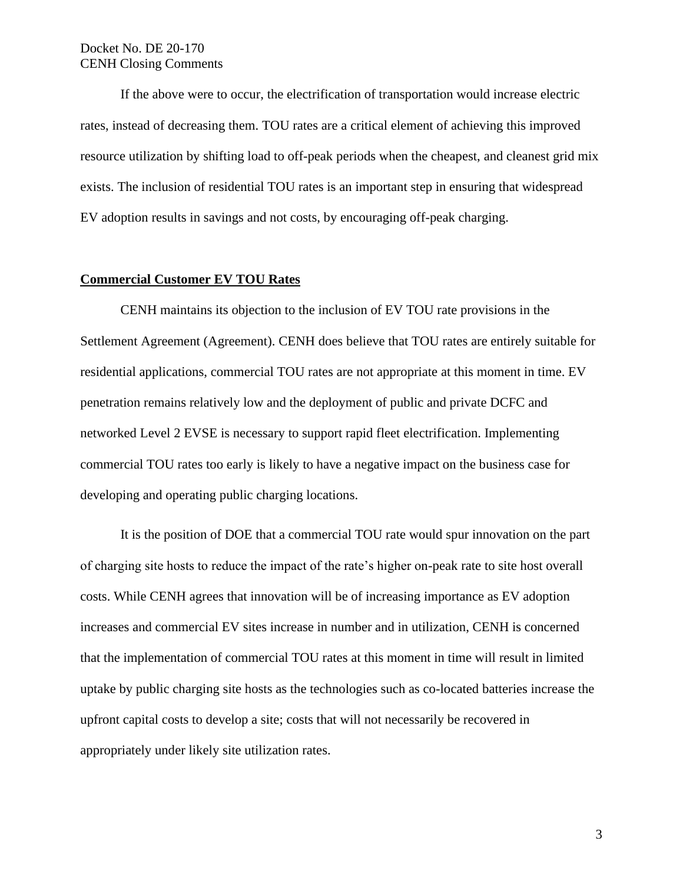If the above were to occur, the electrification of transportation would increase electric rates, instead of decreasing them. TOU rates are a critical element of achieving this improved resource utilization by shifting load to off-peak periods when the cheapest, and cleanest grid mix exists. The inclusion of residential TOU rates is an important step in ensuring that widespread EV adoption results in savings and not costs, by encouraging off-peak charging.

**Commercial Customer EV TOU Rates**

CENH maintains its objection to the inclusion of EV TOU rate provisions in the Settlement Agreement (Agreement). CENH does believe that TOU rates are entirely suitable for residential applications, commercial TOU rates are not appropriate at this moment in time. EV penetration remains relatively low and the deployment of public and private DCFC and networked Level 2 EVSE is necessary to support rapid fleet electrification. Implementing commercial TOU rates too early is likely to have a negative impact on the business case for developing and operating public charging locations.

It is the position of DOE that a commercial TOU rate would spur innovation on the part of charging site hosts to reduce the impact of the rate's higher on-peak rate to site host overall costs. While CENH agrees that innovation will be of increasing importance as EV adoption increases and commercial EV sites increase in number and in utilization, CENH is concerned that the implementation of commercial TOU rates at this moment in time will result in limited uptake by public charging site hosts as the technologies such as co-located batteries increase the upfront capital costs to develop a site; costs that will not necessarily be recovered in appropriately under likely site utilization rates.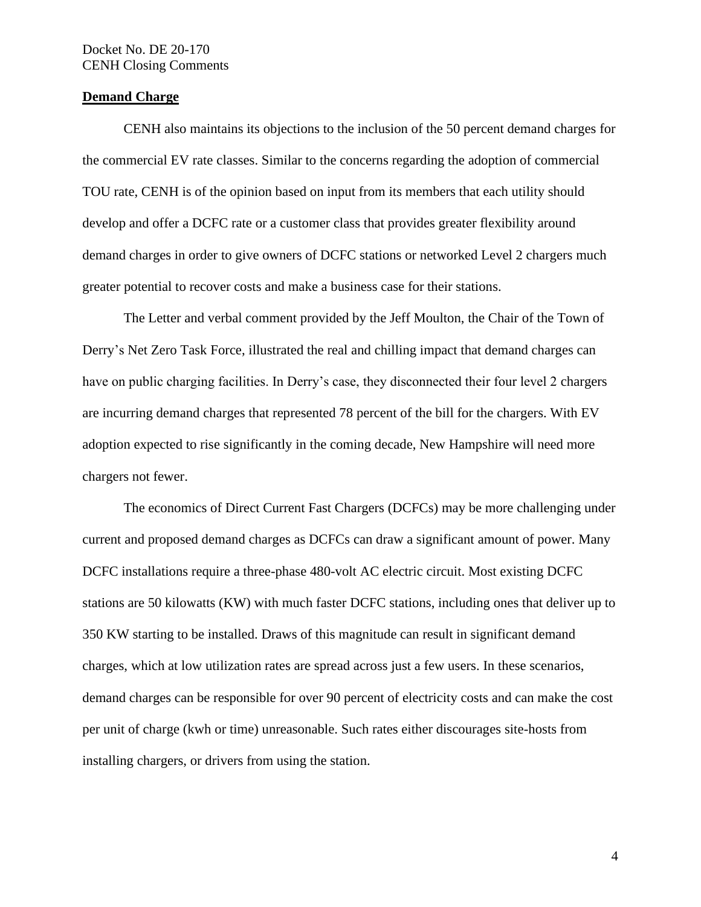**Demand Charge**

CENH also maintains its objections to the inclusion of the 50 percent demand charges for the commercial EV rate classes. Similar to the concerns regarding the adoption of commercial TOU rate, CENH is of the opinion based on input from its members that each utility should develop and offer a DCFC rate or a customer class that provides greater flexibility around demand charges in order to give owners of DCFC stations or networked Level 2 chargers much greater potential to recover costs and make a business case for their stations.

The Letter and verbal comment provided by the Jeff Moulton, the Chair of the Town of Derry's Net Zero Task Force, illustrated the real and chilling impact that demand charges can have on public charging facilities. In Derry's case, they disconnected their four level 2 chargers are incurring demand charges that represented 78 percent of the bill for the chargers. With EV adoption expected to rise significantly in the coming decade, New Hampshire will need more chargers not fewer.

The economics of Direct Current Fast Chargers (DCFCs) may be more challenging under current and proposed demand charges as DCFCs can draw a significant amount of power. Many DCFC installations require a three-phase 480-volt AC electric circuit. Most existing DCFC stations are 50 kilowatts (KW) with much faster DCFC stations, including ones that deliver up to 350 KW starting to be installed. Draws of this magnitude can result in significant demand charges, which at low utilization rates are spread across just a few users. In these scenarios, demand charges can be responsible for over 90 percent of electricity costs and can make the cost per unit of charge (kwh or time) unreasonable. Such rates either discourages site-hosts from installing chargers, or drivers from using the station.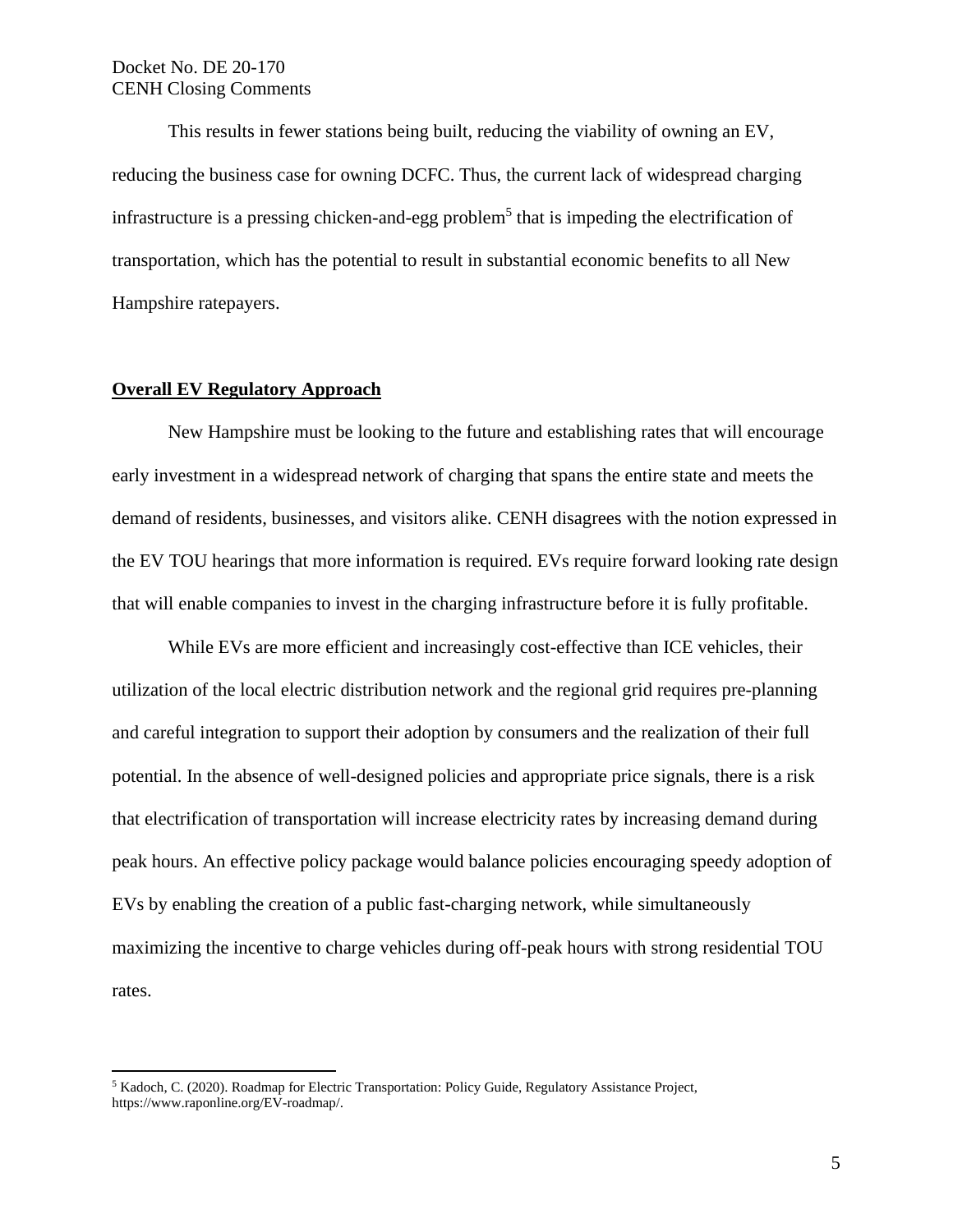This results in fewer stations being built, reducing the viability of owning an EV, reducing the business case for owning DCFC. Thus, the current lack of widespread charging infrastructure is a pressing chicken-and-egg problem[5] that is impeding the electrification of transportation, which has the potential to result in substantial economic benefits to all New Hampshire ratepayers.

## Overall EV Regulatory Approach

New Hampshire must be looking to the future and establishing rates that will encourage early investment in a widespread network of charging that spans the entire state and meets the demand of residents, businesses, and visitors alike. CENH disagrees with the notion expressed in the EV TOU hearings that more information is required. EVs require forward looking rate design that will enable companies to invest in the charging infrastructure before it is fully profitable.

While EVs are more efficient and increasingly cost-effective than ICE vehicles, their utilization of the local electric distribution network and the regional grid requires pre-planning and careful integration to support their adoption by consumers and the realization of their full potential. In the absence of well-designed policies and appropriate price signals, there is a risk that electrification of transportation will increase electricity rates by increasing demand during peak hours. An effective policy package would balance policies encouraging speedy adoption of EVs by enabling the creation of a public fast-charging network, while simultaneously maximizing the incentive to charge vehicles during off-peak hours with strong residential TOU rates.

---

[5] Kadoch, C. (2020). Roadmap for Electric Transportation: Policy Guide, Regulatory Assistance Project, https://www.raponline.org/EV-roadmap/.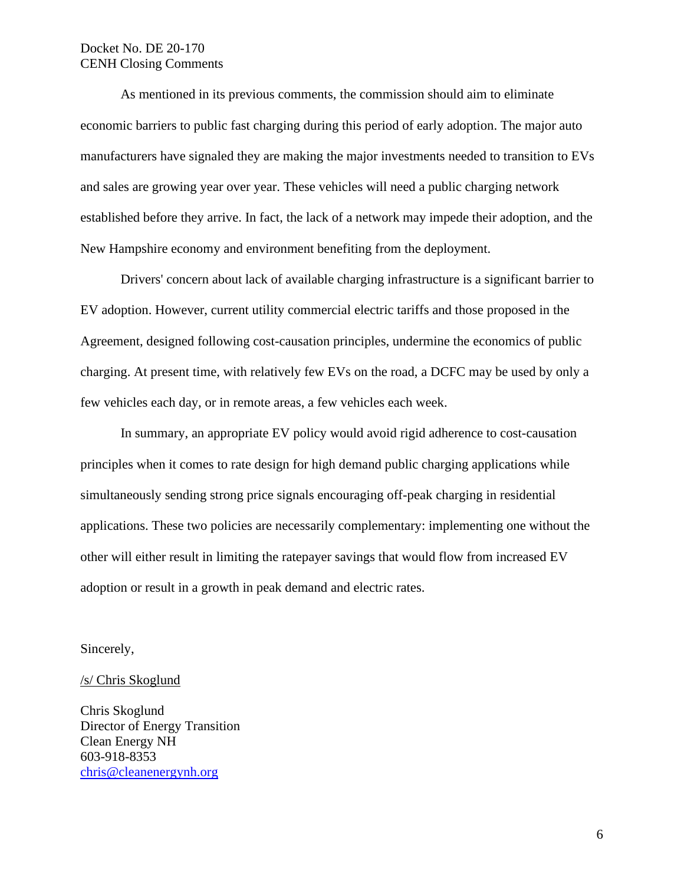As mentioned in its previous comments, the commission should aim to eliminate economic barriers to public fast charging during this period of early adoption. The major auto manufacturers have signaled they are making the major investments needed to transition to EVs and sales are growing year over year. These vehicles will need a public charging network established before they arrive. In fact, the lack of a network may impede their adoption, and the New Hampshire economy and environment benefiting from the deployment.

Drivers' concern about lack of available charging infrastructure is a significant barrier to EV adoption. However, current utility commercial electric tariffs and those proposed in the Agreement, designed following cost-causation principles, undermine the economics of public charging. At present time, with relatively few EVs on the road, a DCFC may be used by only a few vehicles each day, or in remote areas, a few vehicles each week.

In summary, an appropriate EV policy would avoid rigid adherence to cost-causation principles when it comes to rate design for high demand public charging applications while simultaneously sending strong price signals encouraging off-peak charging in residential applications. These two policies are necessarily complementary: implementing one without the other will either result in limiting the ratepayer savings that would flow from increased EV adoption or result in a growth in peak demand and electric rates.

Sincerely,

/s/ Chris Skoglund

Chris Skoglund
Director of Energy Transition
Clean Energy NH
603-918-8353
chris@cleanenergynh.org